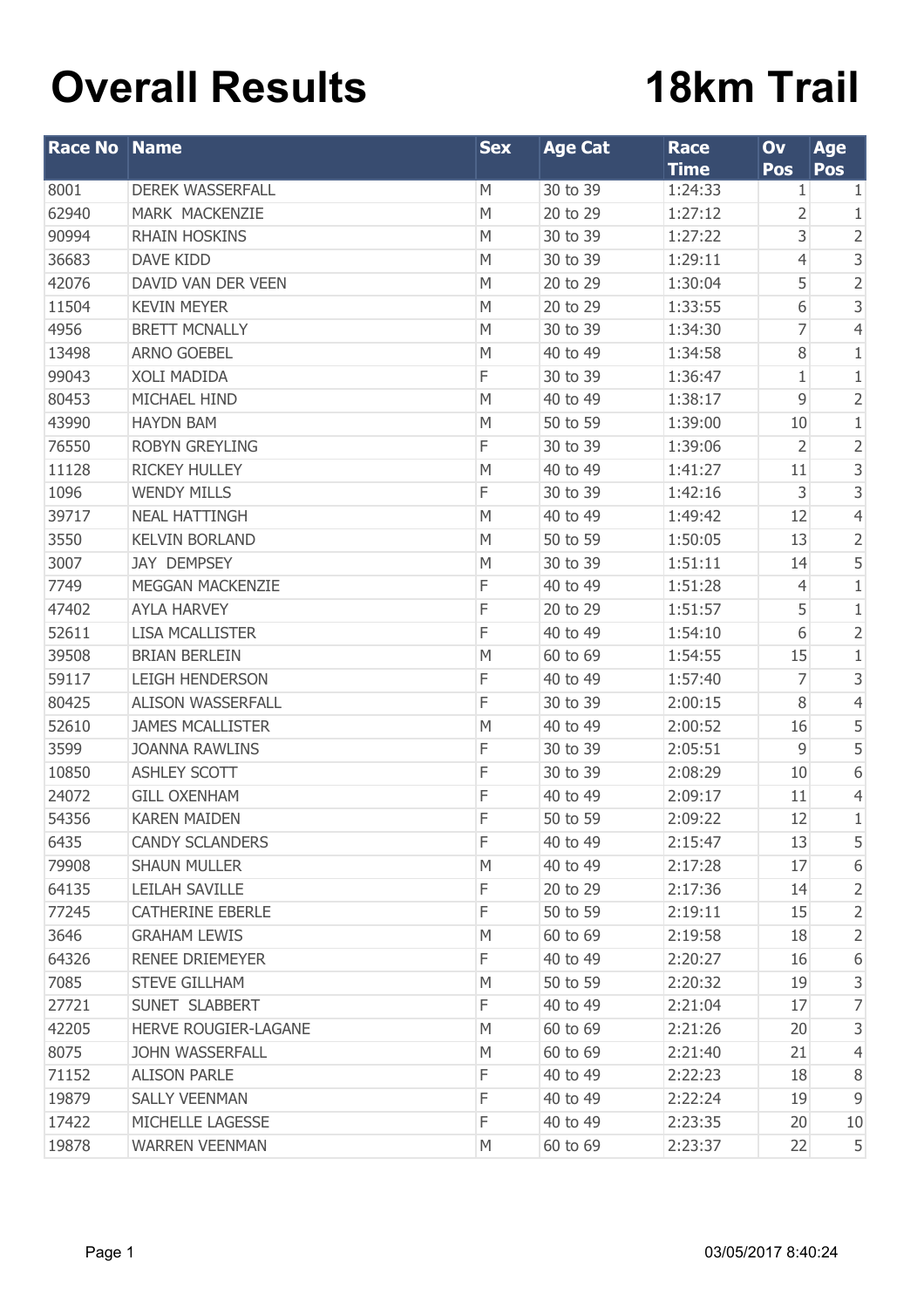# Overall Results

# 18km Trail

| Race No | Name | Sex | Age Cat | Race Time | Ov Pos | Age Pos |
|---|---|---|---|---|---|---|
| 8001 | DEREK WASSERFALL | M | 30 to 39 | 1:24:33 | 1 | 1 |
| 62940 | MARK MACKENZIE | M | 20 to 29 | 1:27:12 | 2 | 1 |
| 90994 | RHAIN HOSKINS | M | 30 to 39 | 1:27:22 | 3 | 2 |
| 36683 | DAVE KIDD | M | 30 to 39 | 1:29:11 | 4 | 3 |
| 42076 | DAVID VAN DER VEEN | M | 20 to 29 | 1:30:04 | 5 | 2 |
| 11504 | KEVIN MEYER | M | 20 to 29 | 1:33:55 | 6 | 3 |
| 4956 | BRETT MCNALLY | M | 30 to 39 | 1:34:30 | 7 | 4 |
| 13498 | ARNO GOEBEL | M | 40 to 49 | 1:34:58 | 8 | 1 |
| 99043 | XOLI MADIDA | F | 30 to 39 | 1:36:47 | 1 | 1 |
| 80453 | MICHAEL HIND | M | 40 to 49 | 1:38:17 | 9 | 2 |
| 43990 | HAYDN BAM | M | 50 to 59 | 1:39:00 | 10 | 1 |
| 76550 | ROBYN GREYLING | F | 30 to 39 | 1:39:06 | 2 | 2 |
| 11128 | RICKEY HULLEY | M | 40 to 49 | 1:41:27 | 11 | 3 |
| 1096 | WENDY MILLS | F | 30 to 39 | 1:42:16 | 3 | 3 |
| 39717 | NEAL HATTINGH | M | 40 to 49 | 1:49:42 | 12 | 4 |
| 3550 | KELVIN BORLAND | M | 50 to 59 | 1:50:05 | 13 | 2 |
| 3007 | JAY DEMPSEY | M | 30 to 39 | 1:51:11 | 14 | 5 |
| 7749 | MEGGAN MACKENZIE | F | 40 to 49 | 1:51:28 | 4 | 1 |
| 47402 | AYLA HARVEY | F | 20 to 29 | 1:51:57 | 5 | 1 |
| 52611 | LISA MCALLISTER | F | 40 to 49 | 1:54:10 | 6 | 2 |
| 39508 | BRIAN BERLEIN | M | 60 to 69 | 1:54:55 | 15 | 1 |
| 59117 | LEIGH HENDERSON | F | 40 to 49 | 1:57:40 | 7 | 3 |
| 80425 | ALISON WASSERFALL | F | 30 to 39 | 2:00:15 | 8 | 4 |
| 52610 | JAMES MCALLISTER | M | 40 to 49 | 2:00:52 | 16 | 5 |
| 3599 | JOANNA RAWLINS | F | 30 to 39 | 2:05:51 | 9 | 5 |
| 10850 | ASHLEY SCOTT | F | 30 to 39 | 2:08:29 | 10 | 6 |
| 24072 | GILL OXENHAM | F | 40 to 49 | 2:09:17 | 11 | 4 |
| 54356 | KAREN MAIDEN | F | 50 to 59 | 2:09:22 | 12 | 1 |
| 6435 | CANDY SCLANDERS | F | 40 to 49 | 2:15:47 | 13 | 5 |
| 79908 | SHAUN MULLER | M | 40 to 49 | 2:17:28 | 17 | 6 |
| 64135 | LEILAH SAVILLE | F | 20 to 29 | 2:17:36 | 14 | 2 |
| 77245 | CATHERINE EBERLE | F | 50 to 59 | 2:19:11 | 15 | 2 |
| 3646 | GRAHAM LEWIS | M | 60 to 69 | 2:19:58 | 18 | 2 |
| 64326 | RENEE DRIEMEYER | F | 40 to 49 | 2:20:27 | 16 | 6 |
| 7085 | STEVE GILLHAM | M | 50 to 59 | 2:20:32 | 19 | 3 |
| 27721 | SUNET SLABBERT | F | 40 to 49 | 2:21:04 | 17 | 7 |
| 42205 | HERVE ROUGIER-LAGANE | M | 60 to 69 | 2:21:26 | 20 | 3 |
| 8075 | JOHN WASSERFALL | M | 60 to 69 | 2:21:40 | 21 | 4 |
| 71152 | ALISON PARLE | F | 40 to 49 | 2:22:23 | 18 | 8 |
| 19879 | SALLY VEENMAN | F | 40 to 49 | 2:22:24 | 19 | 9 |
| 17422 | MICHELLE LAGESSE | F | 40 to 49 | 2:23:35 | 20 | 10 |
| 19878 | WARREN VEENMAN | M | 60 to 69 | 2:23:37 | 22 | 5 |

03/05/2017 8:40:24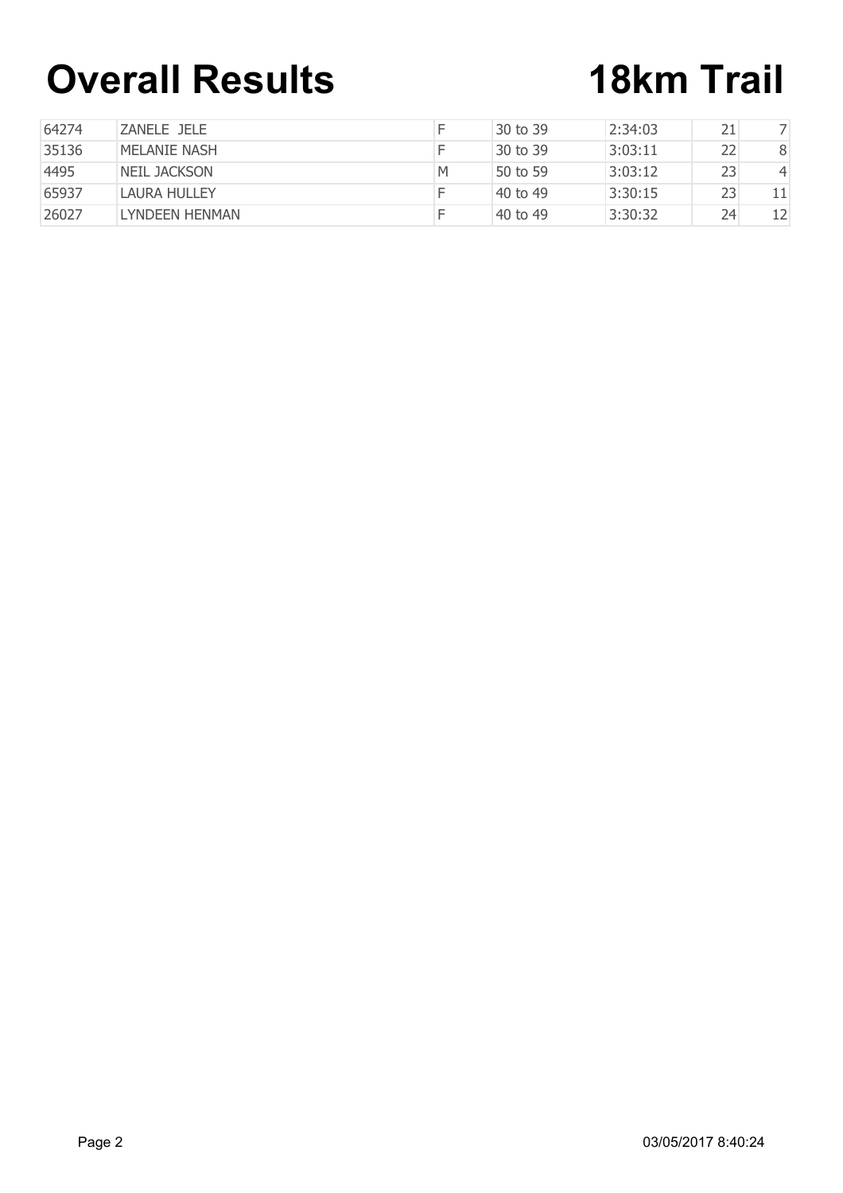# Overall Results

# 18km Trail

| | | | | | | |
|---|---|---|---|---|---|---|
| 64274 | ZANELE JELE | F | 30 to 39 | 2:34:03 | 21 | 7 |
| 35136 | MELANIE NASH | F | 30 to 39 | 3:03:11 | 22 | 8 |
| 4495 | NEIL JACKSON | M | 50 to 59 | 3:03:12 | 23 | 4 |
| 65937 | LAURA HULLEY | F | 40 to 49 | 3:30:15 | 23 | 11 |
| 26027 | LYNDEEN HENMAN | F | 40 to 49 | 3:30:32 | 24 | 12 |

03/05/2017 8:40:24